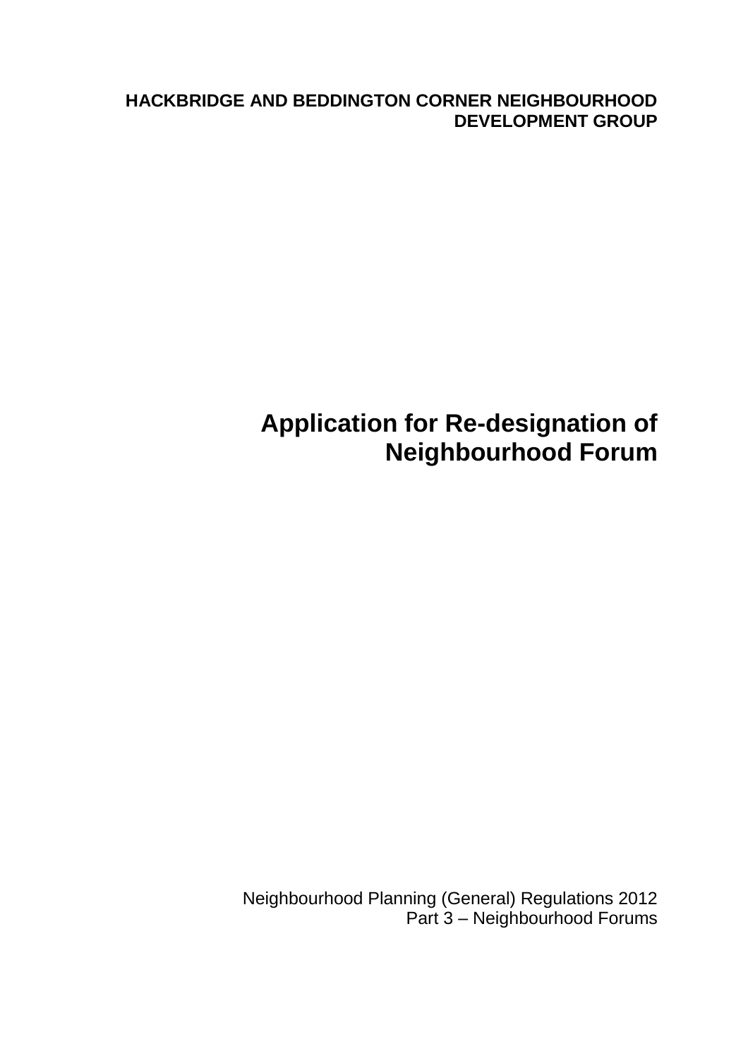**HACKBRIDGE AND BEDDINGTON CORNER NEIGHBOURHOOD DEVELOPMENT GROUP**

# Application for Re-designation of Neighbourhood Forum

Neighbourhood Planning (General) Regulations 2012
Part 3 – Neighbourhood Forums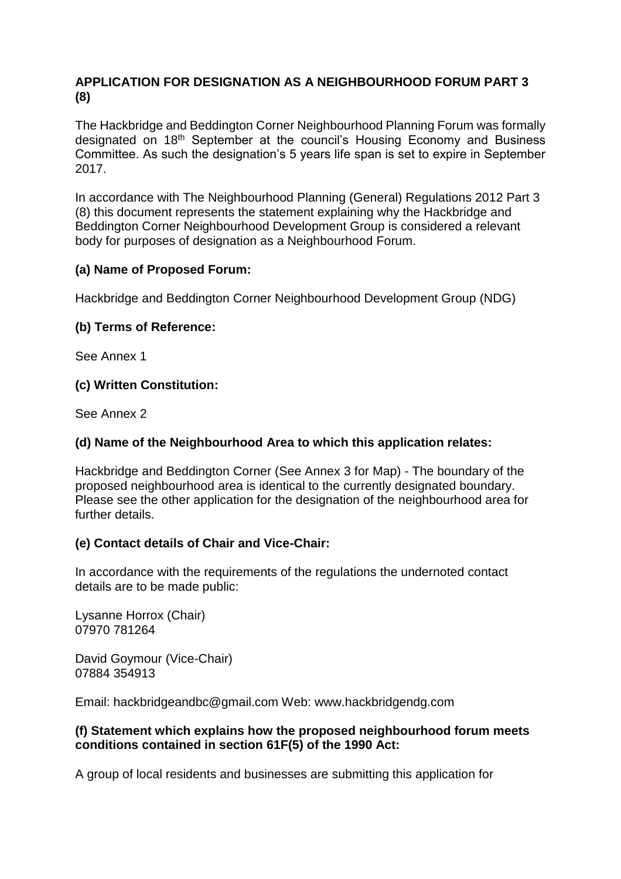**APPLICATION FOR DESIGNATION AS A NEIGHBOURHOOD FORUM PART 3 (8)**

The Hackbridge and Beddington Corner Neighbourhood Planning Forum was formally designated on 18th September at the council's Housing Economy and Business Committee. As such the designation's 5 years life span is set to expire in September 2017.

In accordance with The Neighbourhood Planning (General) Regulations 2012 Part 3 (8) this document represents the statement explaining why the Hackbridge and Beddington Corner Neighbourhood Development Group is considered a relevant body for purposes of designation as a Neighbourhood Forum.

**(a) Name of Proposed Forum:**

Hackbridge and Beddington Corner Neighbourhood Development Group (NDG)

**(b) Terms of Reference:**

See Annex 1

**(c) Written Constitution:**

See Annex 2

**(d) Name of the Neighbourhood Area to which this application relates:**

Hackbridge and Beddington Corner (See Annex 3 for Map) - The boundary of the proposed neighbourhood area is identical to the currently designated boundary. Please see the other application for the designation of the neighbourhood area for further details.

**(e) Contact details of Chair and Vice-Chair:**

In accordance with the requirements of the regulations the undernoted contact details are to be made public:

Lysanne Horrox (Chair)
07970 781264

David Goymour (Vice-Chair)
07884 354913

Email: hackbridgeandbc@gmail.com Web: www.hackbridgendg.com

**(f) Statement which explains how the proposed neighbourhood forum meets conditions contained in section 61F(5) of the 1990 Act:**

A group of local residents and businesses are submitting this application for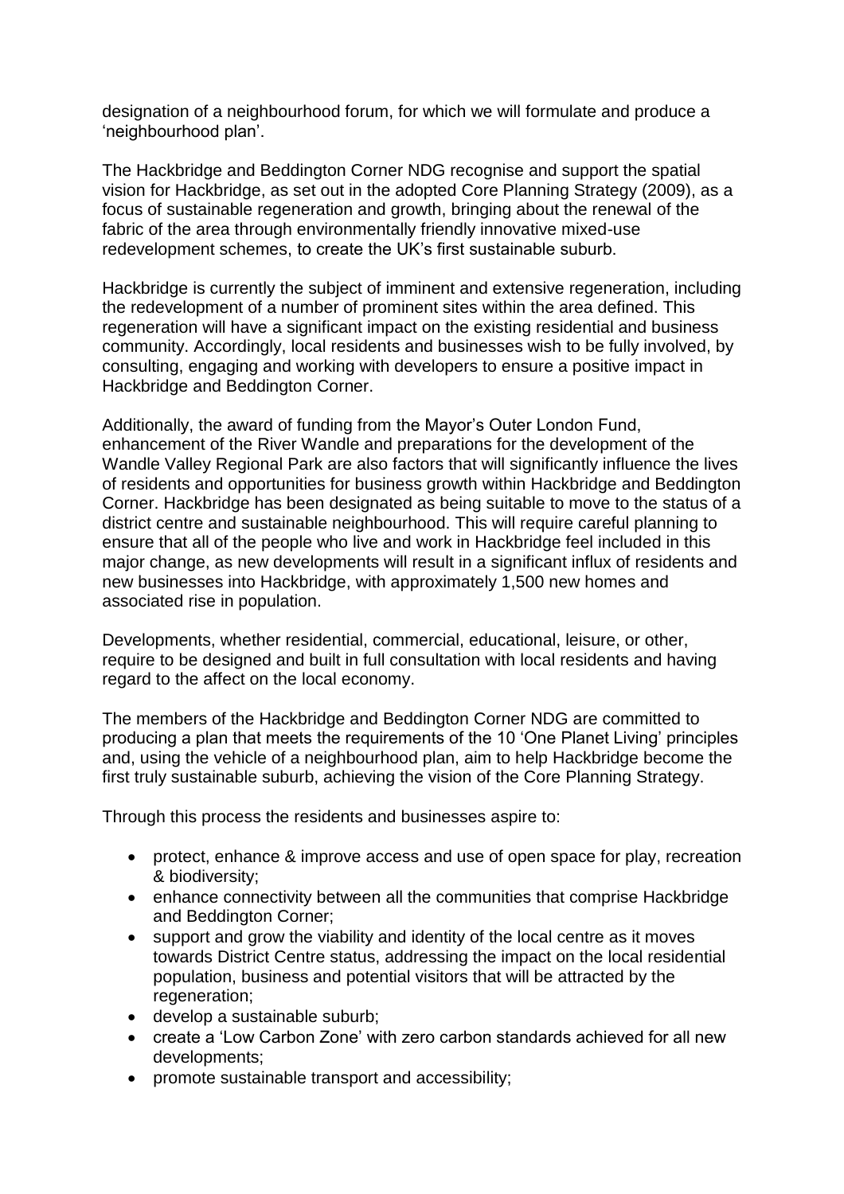designation of a neighbourhood forum, for which we will formulate and produce a 'neighbourhood plan'.

The Hackbridge and Beddington Corner NDG recognise and support the spatial vision for Hackbridge, as set out in the adopted Core Planning Strategy (2009), as a focus of sustainable regeneration and growth, bringing about the renewal of the fabric of the area through environmentally friendly innovative mixed-use redevelopment schemes, to create the UK's first sustainable suburb.

Hackbridge is currently the subject of imminent and extensive regeneration, including the redevelopment of a number of prominent sites within the area defined. This regeneration will have a significant impact on the existing residential and business community. Accordingly, local residents and businesses wish to be fully involved, by consulting, engaging and working with developers to ensure a positive impact in Hackbridge and Beddington Corner.

Additionally, the award of funding from the Mayor's Outer London Fund, enhancement of the River Wandle and preparations for the development of the Wandle Valley Regional Park are also factors that will significantly influence the lives of residents and opportunities for business growth within Hackbridge and Beddington Corner. Hackbridge has been designated as being suitable to move to the status of a district centre and sustainable neighbourhood. This will require careful planning to ensure that all of the people who live and work in Hackbridge feel included in this major change, as new developments will result in a significant influx of residents and new businesses into Hackbridge, with approximately 1,500 new homes and associated rise in population.

Developments, whether residential, commercial, educational, leisure, or other, require to be designed and built in full consultation with local residents and having regard to the affect on the local economy.

The members of the Hackbridge and Beddington Corner NDG are committed to producing a plan that meets the requirements of the 10 'One Planet Living' principles and, using the vehicle of a neighbourhood plan, aim to help Hackbridge become the first truly sustainable suburb, achieving the vision of the Core Planning Strategy.

Through this process the residents and businesses aspire to:

- protect, enhance & improve access and use of open space for play, recreation & biodiversity;
- enhance connectivity between all the communities that comprise Hackbridge and Beddington Corner;
- support and grow the viability and identity of the local centre as it moves towards District Centre status, addressing the impact on the local residential population, business and potential visitors that will be attracted by the regeneration;
- develop a sustainable suburb;
- create a 'Low Carbon Zone' with zero carbon standards achieved for all new developments;
- promote sustainable transport and accessibility;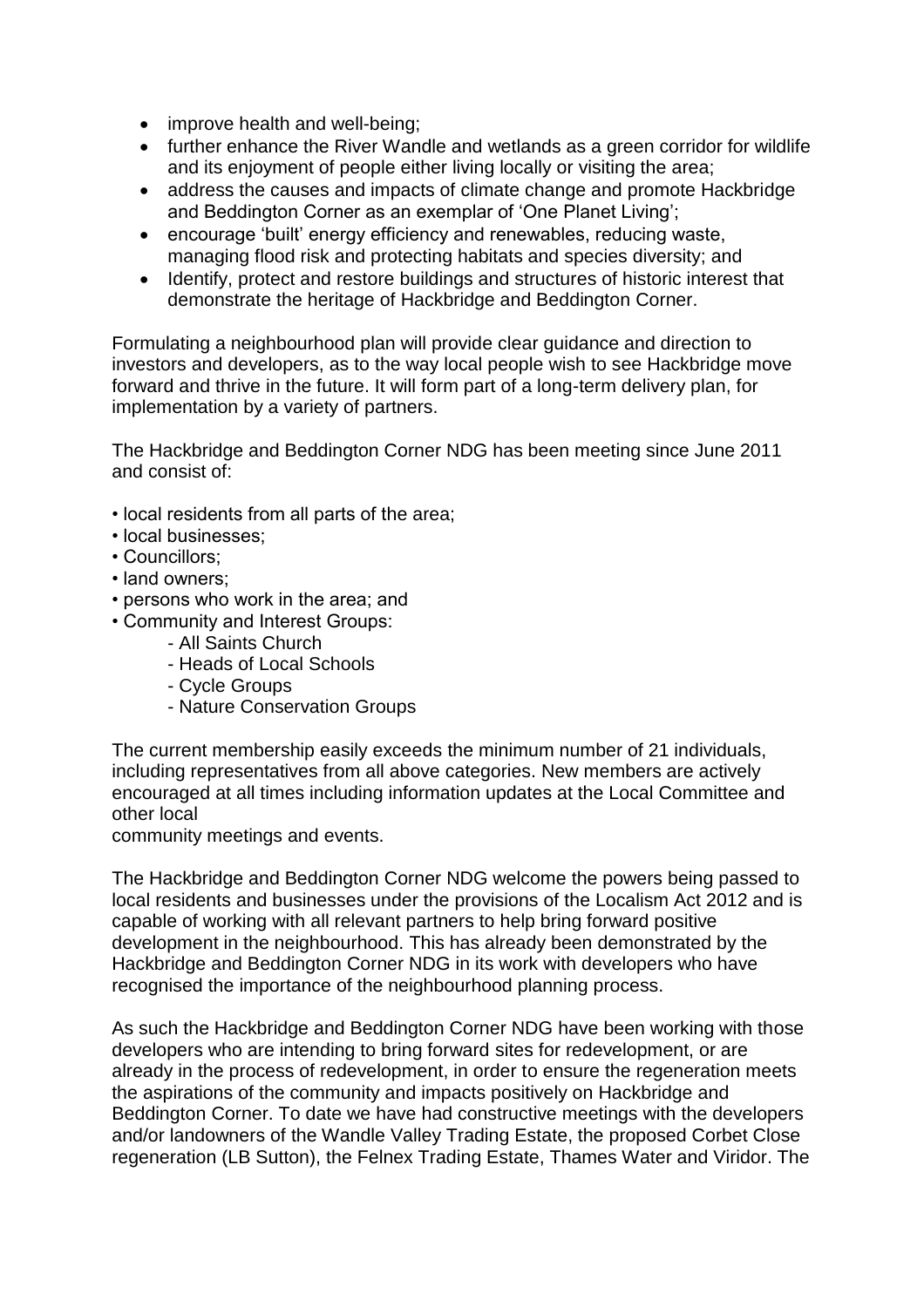- improve health and well-being;
- further enhance the River Wandle and wetlands as a green corridor for wildlife and its enjoyment of people either living locally or visiting the area;
- address the causes and impacts of climate change and promote Hackbridge and Beddington Corner as an exemplar of 'One Planet Living';
- encourage 'built' energy efficiency and renewables, reducing waste, managing flood risk and protecting habitats and species diversity; and
- Identify, protect and restore buildings and structures of historic interest that demonstrate the heritage of Hackbridge and Beddington Corner.

Formulating a neighbourhood plan will provide clear guidance and direction to investors and developers, as to the way local people wish to see Hackbridge move forward and thrive in the future. It will form part of a long-term delivery plan, for implementation by a variety of partners.

The Hackbridge and Beddington Corner NDG has been meeting since June 2011 and consist of:

- local residents from all parts of the area;
- local businesses;
- Councillors;
- land owners;
- persons who work in the area; and
- Community and Interest Groups:
  - All Saints Church
  - Heads of Local Schools
  - Cycle Groups
  - Nature Conservation Groups

The current membership easily exceeds the minimum number of 21 individuals, including representatives from all above categories. New members are actively encouraged at all times including information updates at the Local Committee and other local
community meetings and events.

The Hackbridge and Beddington Corner NDG welcome the powers being passed to local residents and businesses under the provisions of the Localism Act 2012 and is capable of working with all relevant partners to help bring forward positive development in the neighbourhood. This has already been demonstrated by the Hackbridge and Beddington Corner NDG in its work with developers who have recognised the importance of the neighbourhood planning process.

As such the Hackbridge and Beddington Corner NDG have been working with those developers who are intending to bring forward sites for redevelopment, or are already in the process of redevelopment, in order to ensure the regeneration meets the aspirations of the community and impacts positively on Hackbridge and Beddington Corner. To date we have had constructive meetings with the developers and/or landowners of the Wandle Valley Trading Estate, the proposed Corbet Close regeneration (LB Sutton), the Felnex Trading Estate, Thames Water and Viridor. The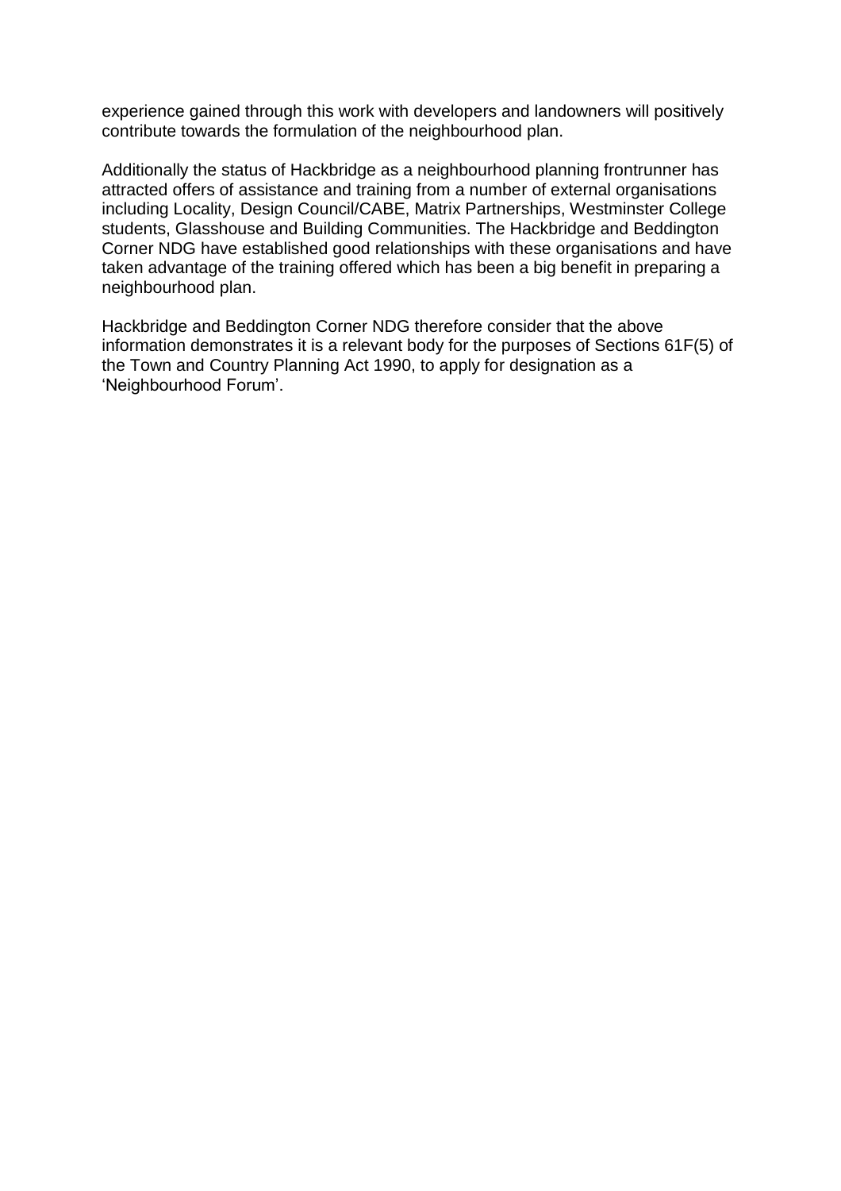experience gained through this work with developers and landowners will positively contribute towards the formulation of the neighbourhood plan.

Additionally the status of Hackbridge as a neighbourhood planning frontrunner has attracted offers of assistance and training from a number of external organisations including Locality, Design Council/CABE, Matrix Partnerships, Westminster College students, Glasshouse and Building Communities. The Hackbridge and Beddington Corner NDG have established good relationships with these organisations and have taken advantage of the training offered which has been a big benefit in preparing a neighbourhood plan.

Hackbridge and Beddington Corner NDG therefore consider that the above information demonstrates it is a relevant body for the purposes of Sections 61F(5) of the Town and Country Planning Act 1990, to apply for designation as a 'Neighbourhood Forum'.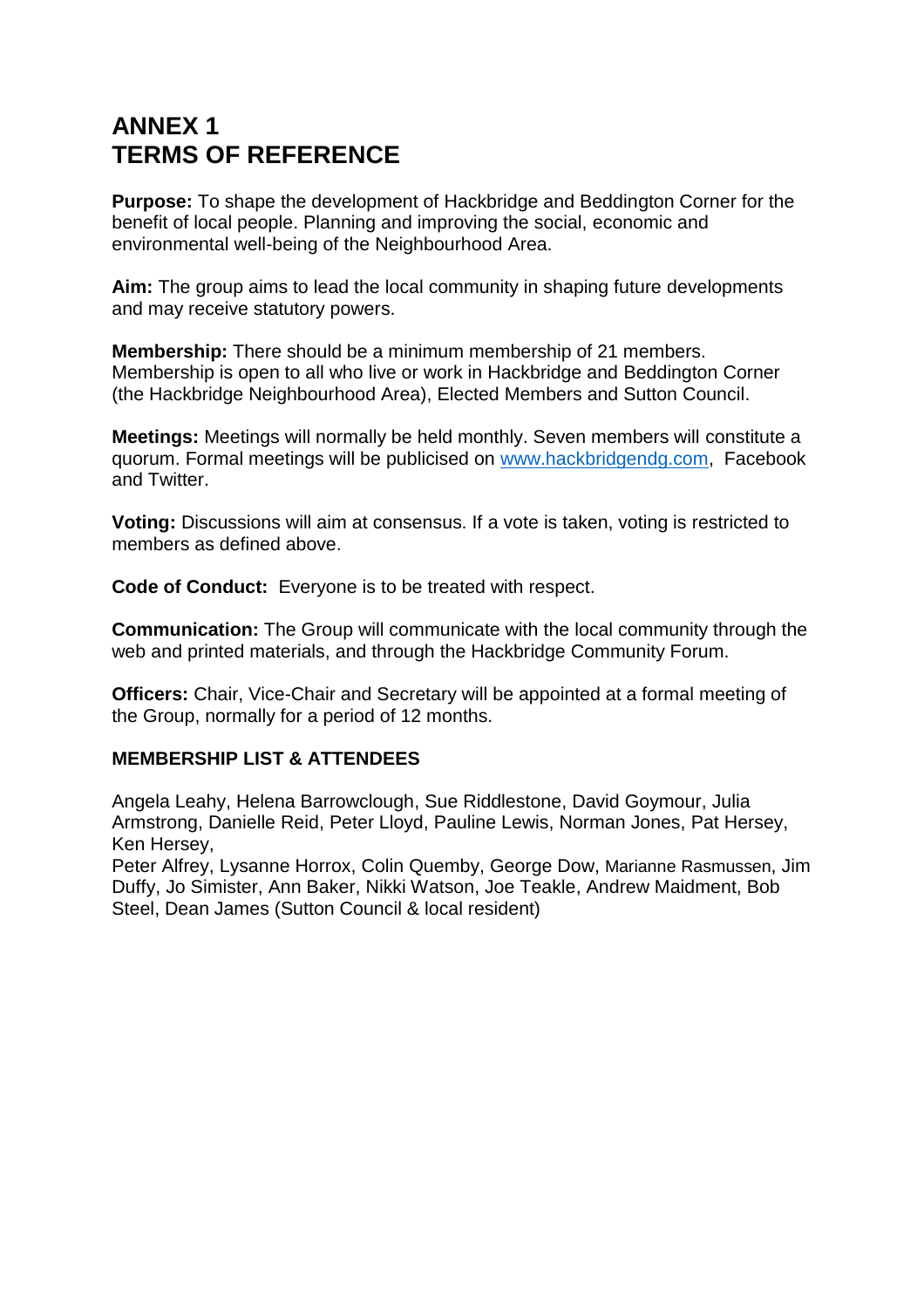# ANNEX 1
# TERMS OF REFERENCE

**Purpose:** To shape the development of Hackbridge and Beddington Corner for the benefit of local people. Planning and improving the social, economic and environmental well-being of the Neighbourhood Area.

**Aim:** The group aims to lead the local community in shaping future developments and may receive statutory powers.

**Membership:** There should be a minimum membership of 21 members. Membership is open to all who live or work in Hackbridge and Beddington Corner (the Hackbridge Neighbourhood Area), Elected Members and Sutton Council.

**Meetings:** Meetings will normally be held monthly. Seven members will constitute a quorum. Formal meetings will be publicised on [www.hackbridgendg.com](http://www.hackbridgendg.com), Facebook and Twitter.

**Voting:** Discussions will aim at consensus. If a vote is taken, voting is restricted to members as defined above.

**Code of Conduct:** Everyone is to be treated with respect.

**Communication:** The Group will communicate with the local community through the web and printed materials, and through the Hackbridge Community Forum.

**Officers:** Chair, Vice-Chair and Secretary will be appointed at a formal meeting of the Group, normally for a period of 12 months.

### MEMBERSHIP LIST & ATTENDEES

Angela Leahy, Helena Barrowclough, Sue Riddlestone, David Goymour, Julia Armstrong, Danielle Reid, Peter Lloyd, Pauline Lewis, Norman Jones, Pat Hersey, Ken Hersey,
Peter Alfrey, Lysanne Horrox, Colin Quemby, George Dow, Marianne Rasmussen, Jim Duffy, Jo Simister, Ann Baker, Nikki Watson, Joe Teakle, Andrew Maidment, Bob Steel, Dean James (Sutton Council & local resident)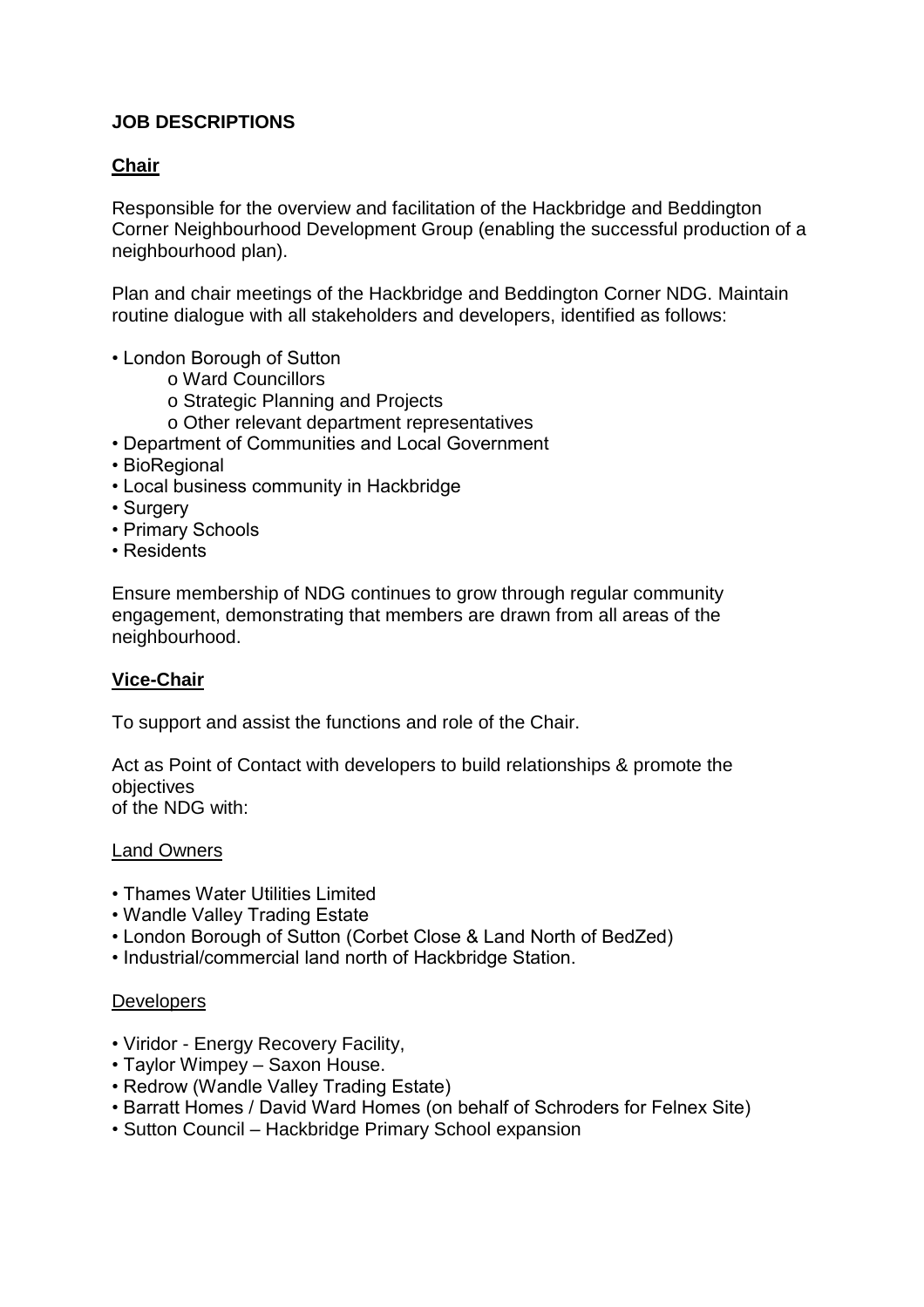## JOB DESCRIPTIONS

### Chair

Responsible for the overview and facilitation of the Hackbridge and Beddington Corner Neighbourhood Development Group (enabling the successful production of a neighbourhood plan).

Plan and chair meetings of the Hackbridge and Beddington Corner NDG. Maintain routine dialogue with all stakeholders and developers, identified as follows:

- London Borough of Sutton
  - Ward Councillors
  - Strategic Planning and Projects
  - Other relevant department representatives
- Department of Communities and Local Government
- BioRegional
- Local business community in Hackbridge
- Surgery
- Primary Schools
- Residents

Ensure membership of NDG continues to grow through regular community engagement, demonstrating that members are drawn from all areas of the neighbourhood.

### Vice-Chair

To support and assist the functions and role of the Chair.

Act as Point of Contact with developers to build relationships & promote the objectives of the NDG with:

#### Land Owners

- Thames Water Utilities Limited
- Wandle Valley Trading Estate
- London Borough of Sutton (Corbet Close & Land North of BedZed)
- Industrial/commercial land north of Hackbridge Station.

#### Developers

- Viridor - Energy Recovery Facility,
- Taylor Wimpey – Saxon House.
- Redrow (Wandle Valley Trading Estate)
- Barratt Homes / David Ward Homes (on behalf of Schroders for Felnex Site)
- Sutton Council – Hackbridge Primary School expansion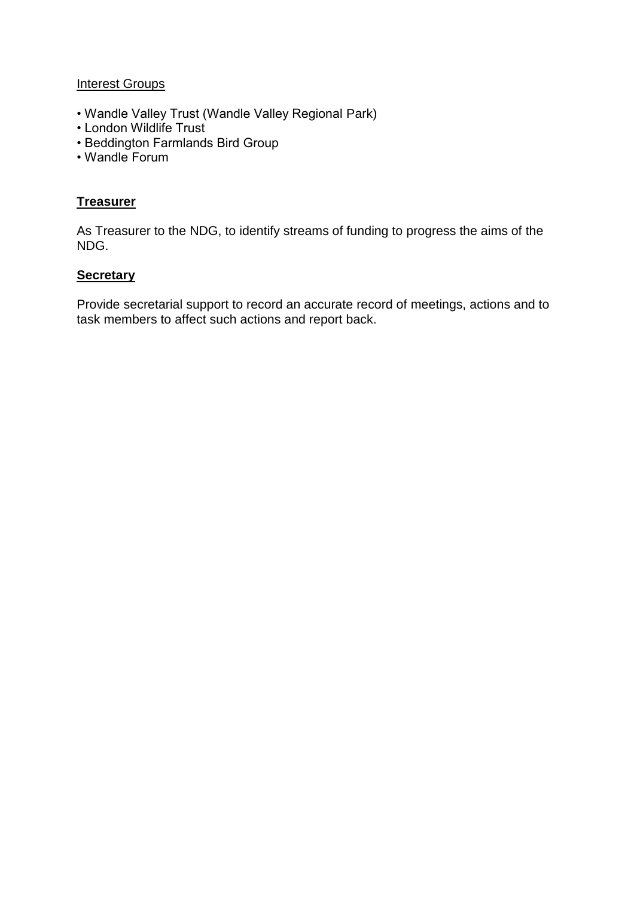Interest Groups

- Wandle Valley Trust (Wandle Valley Regional Park)
- London Wildlife Trust
- Beddington Farmlands Bird Group
- Wandle Forum

**Treasurer**

As Treasurer to the NDG, to identify streams of funding to progress the aims of the NDG.

**Secretary**

Provide secretarial support to record an accurate record of meetings, actions and to task members to affect such actions and report back.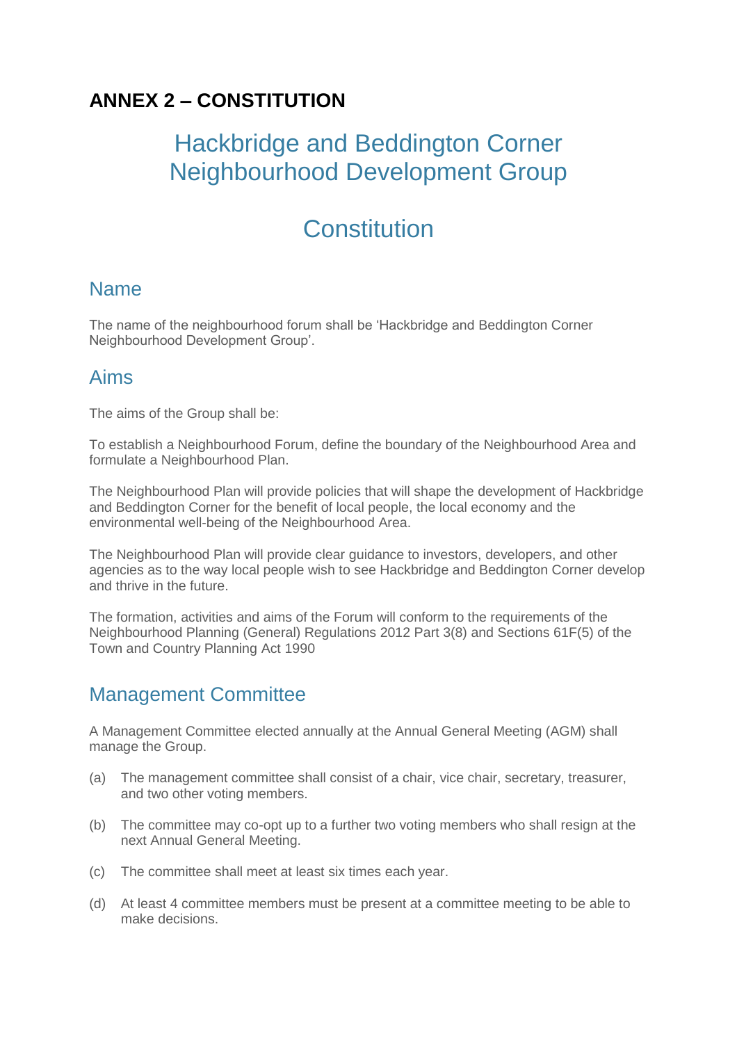## ANNEX 2 – CONSTITUTION

# Hackbridge and Beddington Corner Neighbourhood Development Group

# Constitution

## Name

The name of the neighbourhood forum shall be ‘Hackbridge and Beddington Corner Neighbourhood Development Group’.

## Aims

The aims of the Group shall be:

To establish a Neighbourhood Forum, define the boundary of the Neighbourhood Area and formulate a Neighbourhood Plan.

The Neighbourhood Plan will provide policies that will shape the development of Hackbridge and Beddington Corner for the benefit of local people, the local economy and the environmental well-being of the Neighbourhood Area.

The Neighbourhood Plan will provide clear guidance to investors, developers, and other agencies as to the way local people wish to see Hackbridge and Beddington Corner develop and thrive in the future.

The formation, activities and aims of the Forum will conform to the requirements of the Neighbourhood Planning (General) Regulations 2012 Part 3(8) and Sections 61F(5) of the Town and Country Planning Act 1990

## Management Committee

A Management Committee elected annually at the Annual General Meeting (AGM) shall manage the Group.

(a) The management committee shall consist of a chair, vice chair, secretary, treasurer, and two other voting members.

(b) The committee may co-opt up to a further two voting members who shall resign at the next Annual General Meeting.

(c) The committee shall meet at least six times each year.

(d) At least 4 committee members must be present at a committee meeting to be able to make decisions.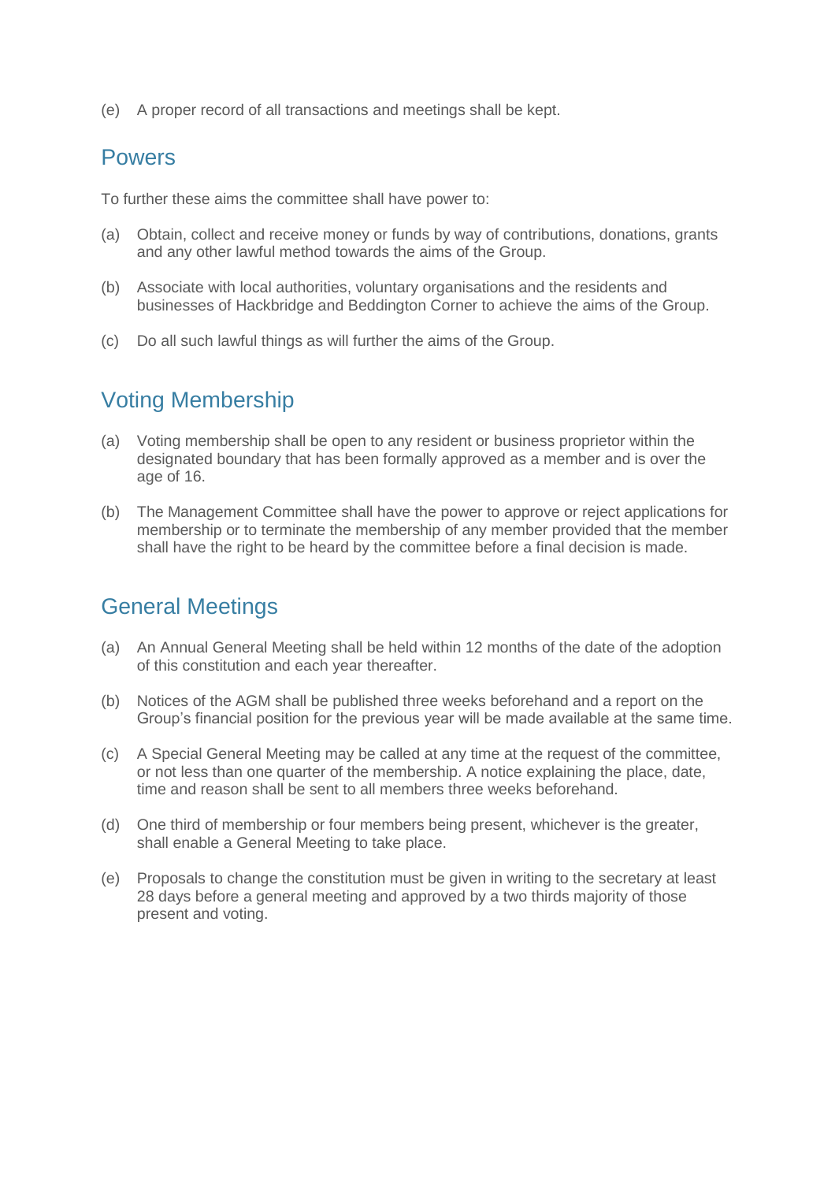(e) A proper record of all transactions and meetings shall be kept.

## Powers

To further these aims the committee shall have power to:

(a) Obtain, collect and receive money or funds by way of contributions, donations, grants and any other lawful method towards the aims of the Group.

(b) Associate with local authorities, voluntary organisations and the residents and businesses of Hackbridge and Beddington Corner to achieve the aims of the Group.

(c) Do all such lawful things as will further the aims of the Group.

## Voting Membership

(a) Voting membership shall be open to any resident or business proprietor within the designated boundary that has been formally approved as a member and is over the age of 16.

(b) The Management Committee shall have the power to approve or reject applications for membership or to terminate the membership of any member provided that the member shall have the right to be heard by the committee before a final decision is made.

## General Meetings

(a) An Annual General Meeting shall be held within 12 months of the date of the adoption of this constitution and each year thereafter.

(b) Notices of the AGM shall be published three weeks beforehand and a report on the Group's financial position for the previous year will be made available at the same time.

(c) A Special General Meeting may be called at any time at the request of the committee, or not less than one quarter of the membership. A notice explaining the place, date, time and reason shall be sent to all members three weeks beforehand.

(d) One third of membership or four members being present, whichever is the greater, shall enable a General Meeting to take place.

(e) Proposals to change the constitution must be given in writing to the secretary at least 28 days before a general meeting and approved by a two thirds majority of those present and voting.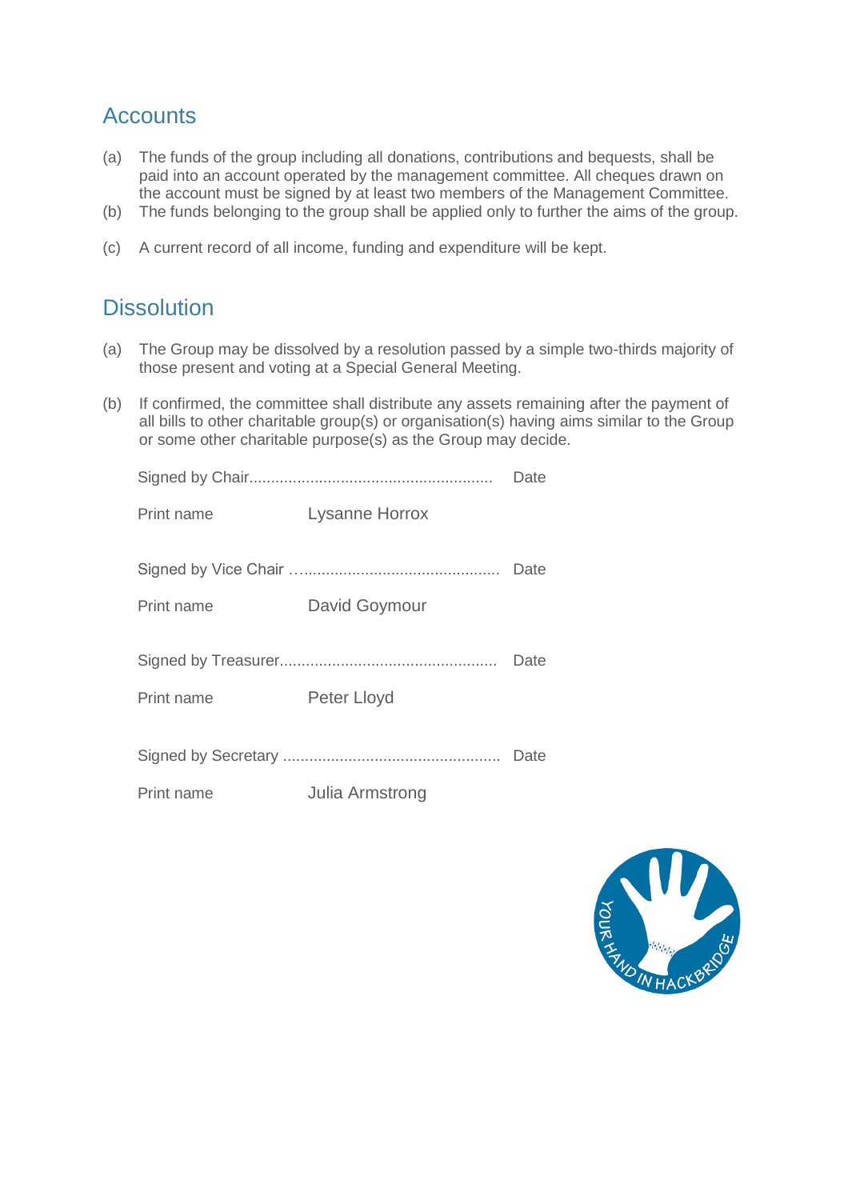## Accounts

(a) The funds of the group including all donations, contributions and bequests, shall be paid into an account operated by the management committee. All cheques drawn on the account must be signed by at least two members of the Management Committee.

(b) The funds belonging to the group shall be applied only to further the aims of the group.

(c) A current record of all income, funding and expenditure will be kept.

## Dissolution

(a) The Group may be dissolved by a resolution passed by a simple two-thirds majority of those present and voting at a Special General Meeting.

(b) If confirmed, the committee shall distribute any assets remaining after the payment of all bills to other charitable group(s) or organisation(s) having aims similar to the Group or some other charitable purpose(s) as the Group may decide.

Signed by Chair....................................................... Date

Print name Lysanne Horrox

Signed by Vice Chair …............................................. Date

Print name David Goymour

Signed by Treasurer................................................. Date

Print name Peter Lloyd

Signed by Secretary ................................................. Date

Print name Julia Armstrong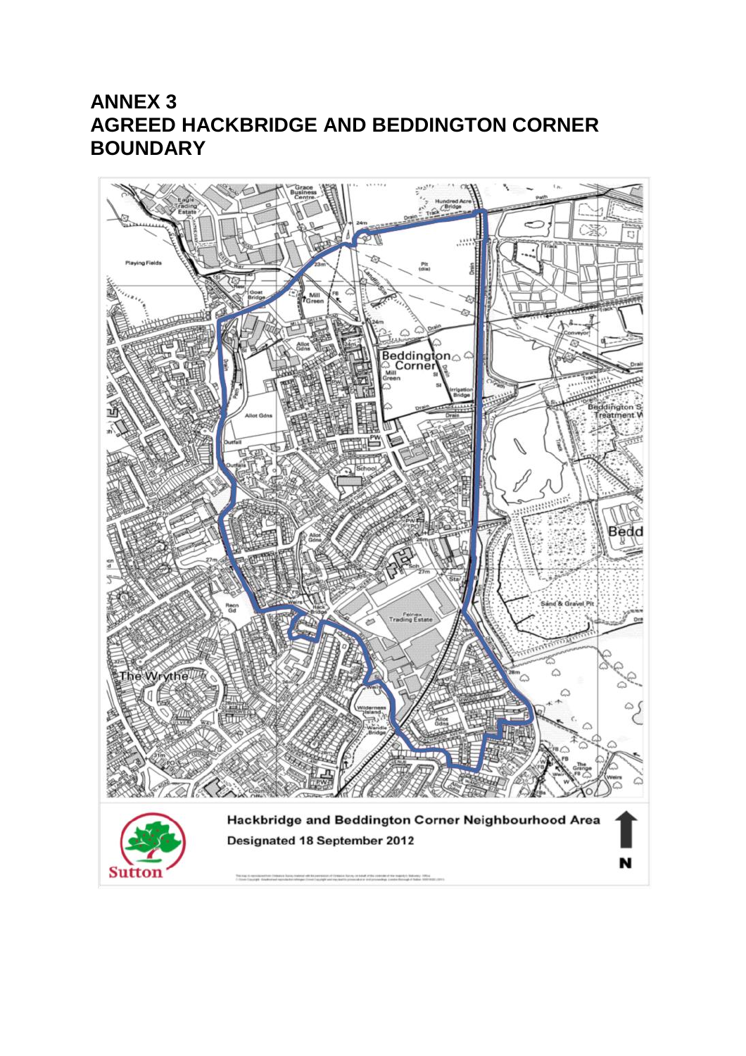# ANNEX 3
# AGREED HACKBRIDGE AND BEDDINGTON CORNER BOUNDARY

Hackbridge and Beddington Corner Neighbourhood Area

Designated 18 September 2012

N

Sutton